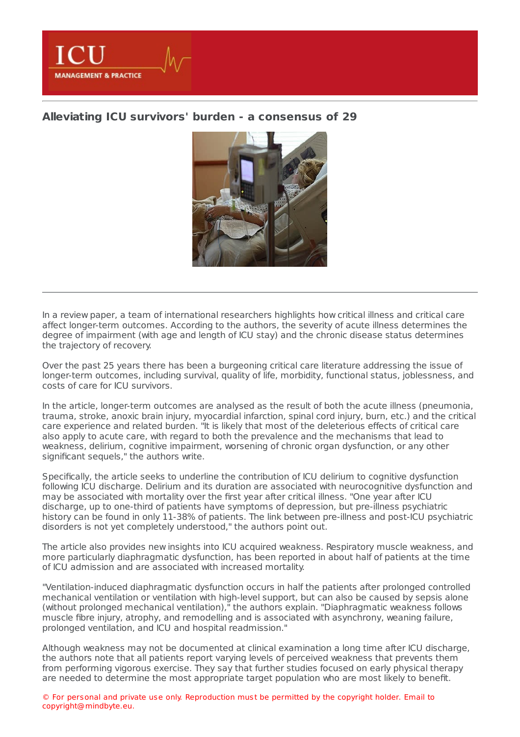# Alleviating ICU survivors' burden - a consensus of 29

In a review paper, a team of international researchers highlights how critical illness and critical care affect longer-term outcomes. According to the authors, the severity of acute illness determines the degree of impairment (with age and length of ICU stay) and the chronic disease status determines the trajectory of recovery.

Over the past 25 years there has been a burgeoning critical care literature addressing the issue of longer-term outcomes, including survival, quality of life, morbidity, functional status, joblessness, and costs of care for ICU survivors.

In the article, longer-term outcomes are analysed as the result of both the acute illness (pneumonia, trauma, stroke, anoxic brain injury, myocardial infarction, spinal cord injury, burn, etc.) and the critical care experience and related burden. "It is likely that most of the deleterious effects of critical care also apply to acute care, with regard to both the prevalence and the mechanisms that lead to weakness, delirium, cognitive impairment, worsening of chronic organ dysfunction, or any other significant sequels," the authors write.

Specifically, the article seeks to underline the contribution of ICU delirium to cognitive dysfunction following ICU discharge. Delirium and its duration are associated with neurocognitive dysfunction and may be associated with mortality over the first year after critical illness. "One year after ICU discharge, up to one-third of patients have symptoms of depression, but pre-illness psychiatric history can be found in only 11-38% of patients. The link between pre-illness and post-ICU psychiatric disorders is not yet completely understood," the authors point out.

The article also provides new insights into ICU acquired weakness. Respiratory muscle weakness, and more particularly diaphragmatic dysfunction, has been reported in about half of patients at the time of ICU admission and are associated with increased mortality.

"Ventilation-induced diaphragmatic dysfunction occurs in half the patients after prolonged controlled mechanical ventilation or ventilation with high-level support, but can also be caused by sepsis alone (without prolonged mechanical ventilation)," the authors explain. "Diaphragmatic weakness follows muscle fibre injury, atrophy, and remodelling and is associated with asynchrony, weaning failure, prolonged ventilation, and ICU and hospital readmission."

Although weakness may not be documented at clinical examination a long time after ICU discharge, the authors note that all patients report varying levels of perceived weakness that prevents them from performing vigorous exercise. They say that further studies focused on early physical therapy are needed to determine the most appropriate target population who are most likely to benefit.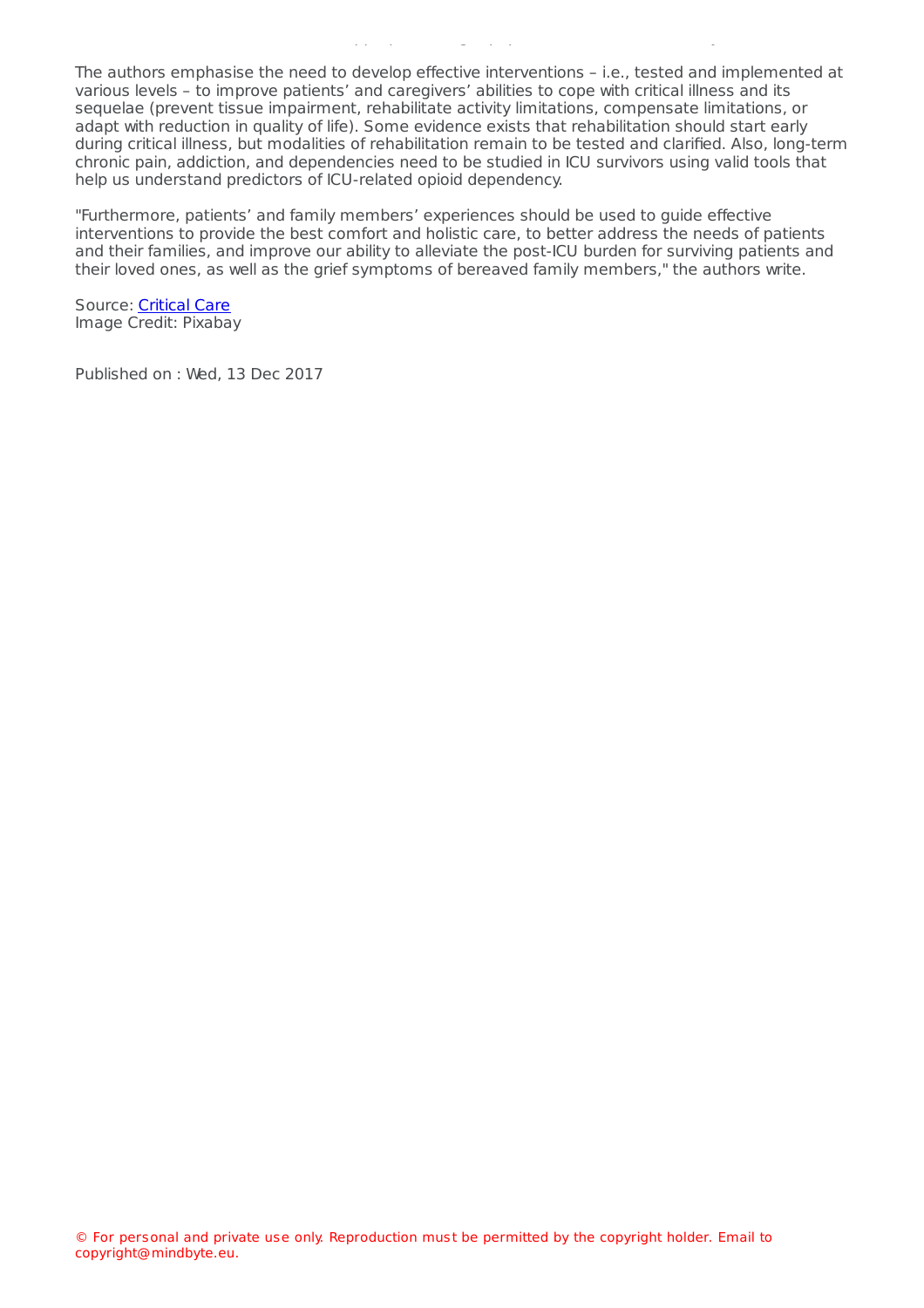The authors emphasise the need to develop effective interventions – i.e., tested and implemented at various levels – to improve patients' and caregivers' abilities to cope with critical illness and its sequelae (prevent tissue impairment, rehabilitate activity limitations, compensate limitations, or adapt with reduction in quality of life). Some evidence exists that rehabilitation should start early during critical illness, but modalities of rehabilitation remain to be tested and clarified. Also, long-term chronic pain, addiction, and dependencies need to be studied in ICU survivors using valid tools that help us understand predictors of ICU-related opioid dependency.

"Furthermore, patients' and family members' experiences should be used to guide effective interventions to provide the best comfort and holistic care, to better address the needs of patients and their families, and improve our ability to alleviate the post-ICU burden for surviving patients and their loved ones, as well as the grief symptoms of bereaved family members," the authors write.

Source: [Critical Care]
Image Credit: Pixabay

Published on : Wed, 13 Dec 2017

© For personal and private use only. Reproduction must be permitted by the copyright holder. Email to copyright@mindbyte.eu.